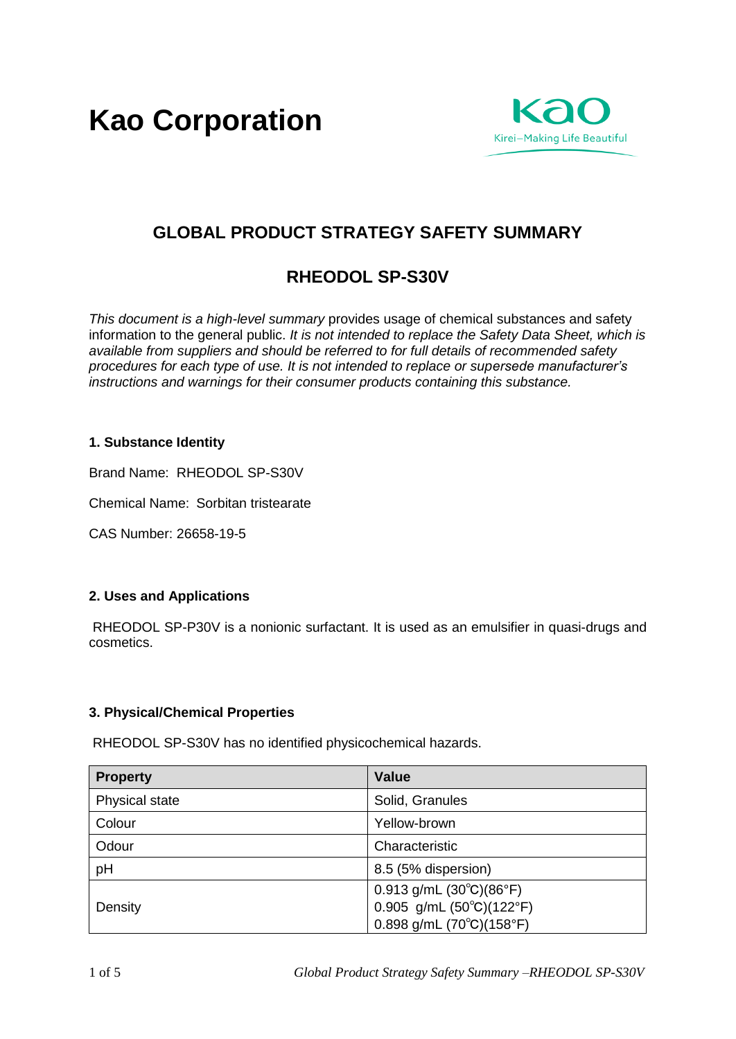# Kao Corporation

Kao
Kirei−Making Life Beautiful

## GLOBAL PRODUCT STRATEGY SAFETY SUMMARY

## RHEODOL SP-S30V

*This document is a high-level summary* provides usage of chemical substances and safety information to the general public. *It is not intended to replace the Safety Data Sheet, which is available from suppliers and should be referred to for full details of recommended safety procedures for each type of use. It is not intended to replace or supersede manufacturer's instructions and warnings for their consumer products containing this substance.*

### 1. Substance Identity

Brand Name: RHEODOL SP-S30V

Chemical Name: Sorbitan tristearate

CAS Number: 26658-19-5

### 2. Uses and Applications

RHEODOL SP-P30V is a nonionic surfactant. It is used as an emulsifier in quasi-drugs and cosmetics.

### 3. Physical/Chemical Properties

RHEODOL SP-S30V has no identified physicochemical hazards.

| Property | Value |
|---|---|
| Physical state | Solid, Granules |
| Colour | Yellow-brown |
| Odour | Characteristic |
| pH | 8.5 (5% dispersion) |
| Density | 0.913 g/mL (30℃)(86°F)<br>0.905 g/mL (50℃)(122°F)<br>0.898 g/mL (70℃)(158°F) |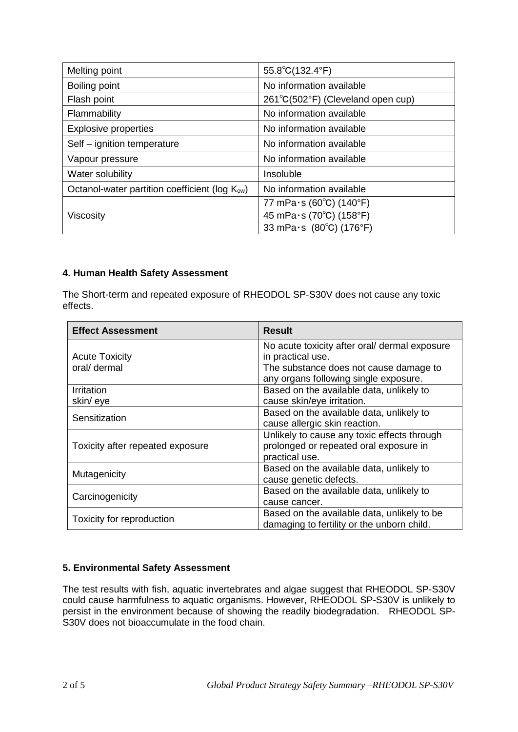| Melting point | 55.8℃(132.4°F) |
|---|---|
| Boiling point | No information available |
| Flash point | 261℃(502°F) (Cleveland open cup) |
| Flammability | No information available |
| Explosive properties | No information available |
| Self – ignition temperature | No information available |
| Vapour pressure | No information available |
| Water solubility | Insoluble |
| Octanol-water partition coefficient (log $K_{ow}$) | No information available |
| Viscosity | 77 mPa･s (60℃) (140°F)<br>45 mPa･s (70℃) (158°F)<br>33 mPa･s (80℃) (176°F) |

## 4. Human Health Safety Assessment

The Short-term and repeated exposure of RHEODOL SP-S30V does not cause any toxic effects.

| Effect Assessment | Result |
|---|---|
| Acute Toxicity<br>oral/ dermal | No acute toxicity after oral/ dermal exposure in practical use.<br>The substance does not cause damage to any organs following single exposure. |
| Irritation<br>skin/ eye | Based on the available data, unlikely to cause skin/eye irritation. |
| Sensitization | Based on the available data, unlikely to cause allergic skin reaction. |
| Toxicity after repeated exposure | Unlikely to cause any toxic effects through prolonged or repeated oral exposure in practical use. |
| Mutagenicity | Based on the available data, unlikely to cause genetic defects. |
| Carcinogenicity | Based on the available data, unlikely to cause cancer. |
| Toxicity for reproduction | Based on the available data, unlikely to be damaging to fertility or the unborn child. |

## 5. Environmental Safety Assessment

The test results with fish, aquatic invertebrates and algae suggest that RHEODOL SP-S30V could cause harmfulness to aquatic organisms. However, RHEODOL SP-S30V is unlikely to persist in the environment because of showing the readily biodegradation. RHEODOL SP-S30V does not bioaccumulate in the food chain.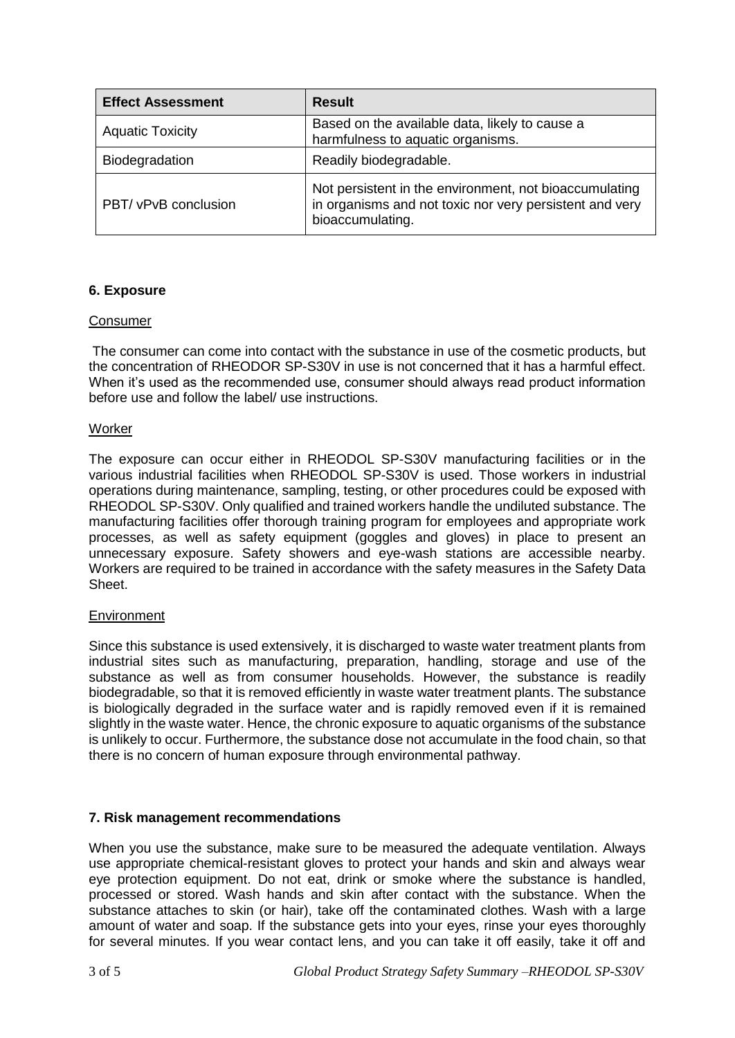| Effect Assessment | Result |
|---|---|
| Aquatic Toxicity | Based on the available data, likely to cause a harmfulness to aquatic organisms. |
| Biodegradation | Readily biodegradable. |
| PBT/ vPvB conclusion | Not persistent in the environment, not bioaccumulating in organisms and not toxic nor very persistent and very bioaccumulating. |

## 6. Exposure

### Consumer

The consumer can come into contact with the substance in use of the cosmetic products, but the concentration of RHEODOR SP-S30V in use is not concerned that it has a harmful effect. When it's used as the recommended use, consumer should always read product information before use and follow the label/ use instructions.

### Worker

The exposure can occur either in RHEODOL SP-S30V manufacturing facilities or in the various industrial facilities when RHEODOL SP-S30V is used. Those workers in industrial operations during maintenance, sampling, testing, or other procedures could be exposed with RHEODOL SP-S30V. Only qualified and trained workers handle the undiluted substance. The manufacturing facilities offer thorough training program for employees and appropriate work processes, as well as safety equipment (goggles and gloves) in place to present an unnecessary exposure. Safety showers and eye-wash stations are accessible nearby. Workers are required to be trained in accordance with the safety measures in the Safety Data Sheet.

### Environment

Since this substance is used extensively, it is discharged to waste water treatment plants from industrial sites such as manufacturing, preparation, handling, storage and use of the substance as well as from consumer households. However, the substance is readily biodegradable, so that it is removed efficiently in waste water treatment plants. The substance is biologically degraded in the surface water and is rapidly removed even if it is remained slightly in the waste water. Hence, the chronic exposure to aquatic organisms of the substance is unlikely to occur. Furthermore, the substance dose not accumulate in the food chain, so that there is no concern of human exposure through environmental pathway.

## 7. Risk management recommendations

When you use the substance, make sure to be measured the adequate ventilation. Always use appropriate chemical-resistant gloves to protect your hands and skin and always wear eye protection equipment. Do not eat, drink or smoke where the substance is handled, processed or stored. Wash hands and skin after contact with the substance. When the substance attaches to skin (or hair), take off the contaminated clothes. Wash with a large amount of water and soap. If the substance gets into your eyes, rinse your eyes thoroughly for several minutes. If you wear contact lens, and you can take it off easily, take it off and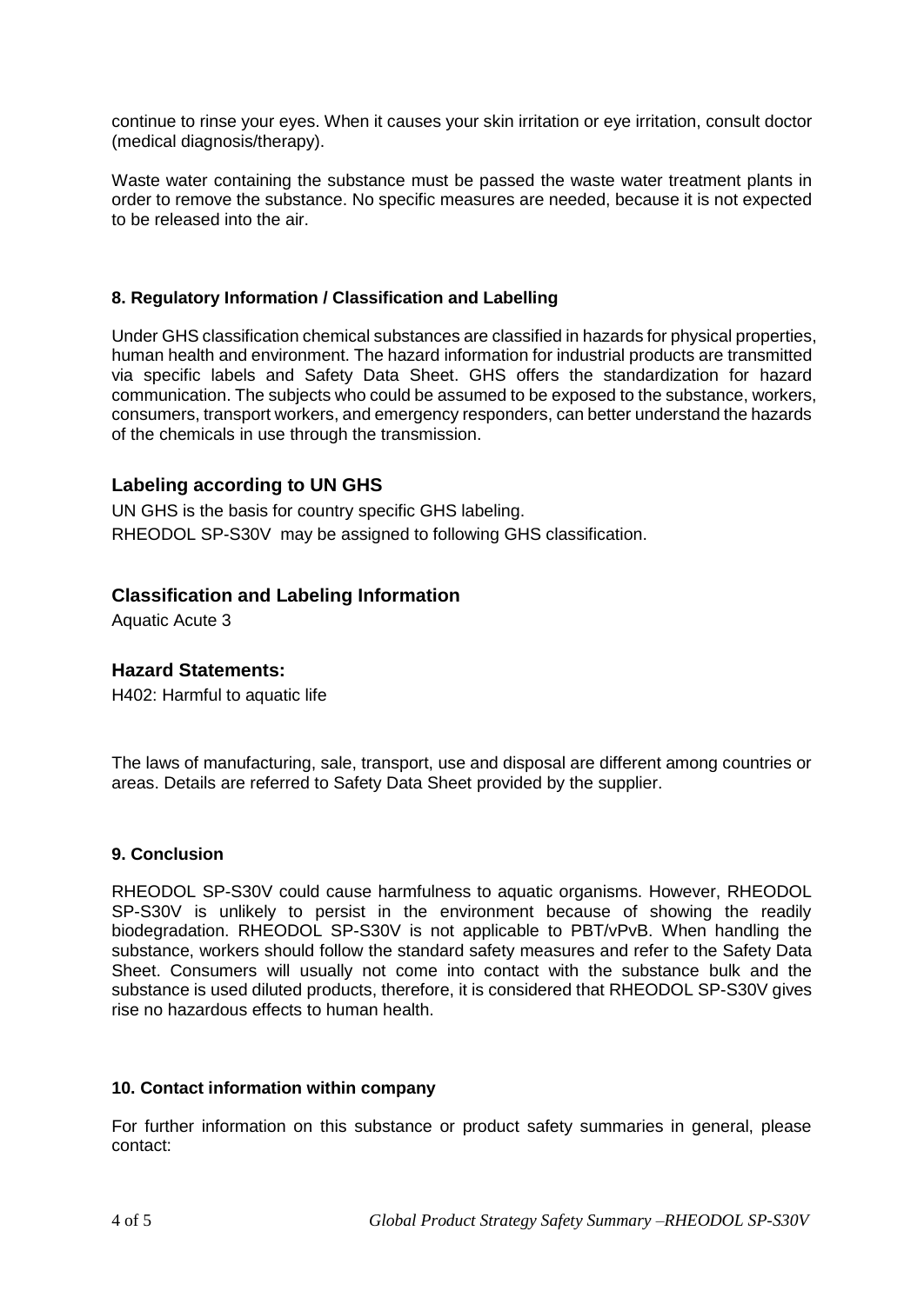continue to rinse your eyes. When it causes your skin irritation or eye irritation, consult doctor (medical diagnosis/therapy).

Waste water containing the substance must be passed the waste water treatment plants in order to remove the substance. No specific measures are needed, because it is not expected to be released into the air.

### 8. Regulatory Information / Classification and Labelling

Under GHS classification chemical substances are classified in hazards for physical properties, human health and environment. The hazard information for industrial products are transmitted via specific labels and Safety Data Sheet. GHS offers the standardization for hazard communication. The subjects who could be assumed to be exposed to the substance, workers, consumers, transport workers, and emergency responders, can better understand the hazards of the chemicals in use through the transmission.

## Labeling according to UN GHS

UN GHS is the basis for country specific GHS labeling.
RHEODOL SP-S30V may be assigned to following GHS classification.

## Classification and Labeling Information

Aquatic Acute 3

## Hazard Statements:

H402: Harmful to aquatic life

The laws of manufacturing, sale, transport, use and disposal are different among countries or areas. Details are referred to Safety Data Sheet provided by the supplier.

### 9. Conclusion

RHEODOL SP-S30V could cause harmfulness to aquatic organisms. However, RHEODOL SP-S30V is unlikely to persist in the environment because of showing the readily biodegradation. RHEODOL SP-S30V is not applicable to PBT/vPvB. When handling the substance, workers should follow the standard safety measures and refer to the Safety Data Sheet. Consumers will usually not come into contact with the substance bulk and the substance is used diluted products, therefore, it is considered that RHEODOL SP-S30V gives rise no hazardous effects to human health.

### 10. Contact information within company

For further information on this substance or product safety summaries in general, please contact: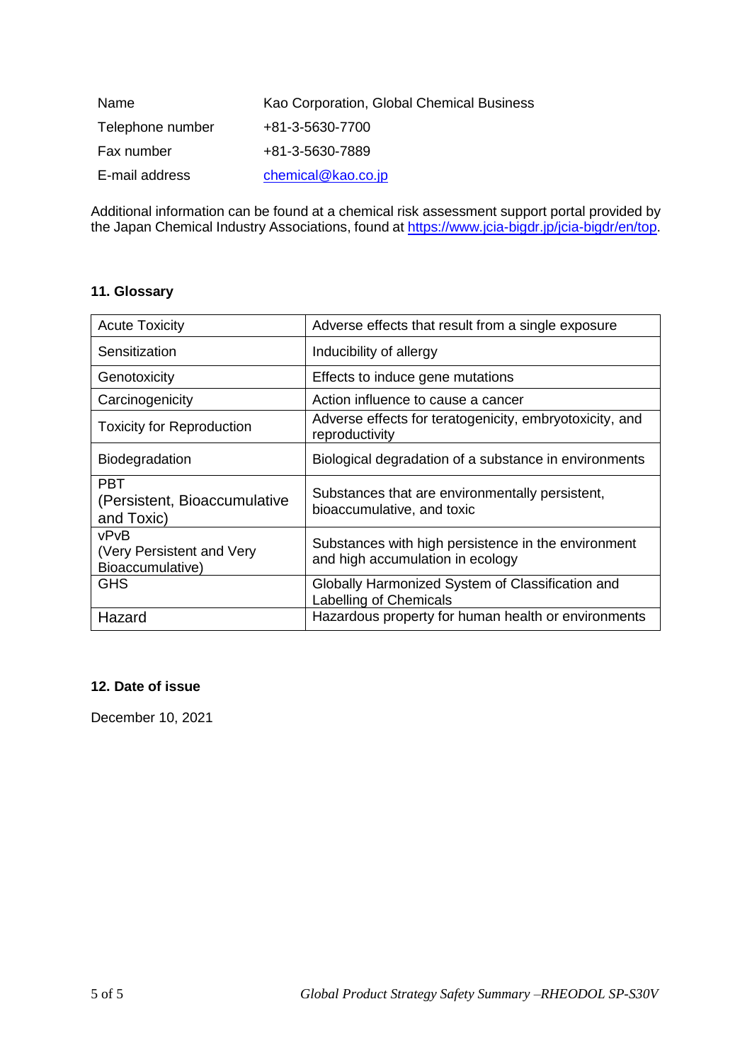| | |
|---|---|
| Name | Kao Corporation, Global Chemical Business |
| Telephone number | +81-3-5630-7700 |
| Fax number | +81-3-5630-7889 |
| E-mail address | chemical@kao.co.jp |

Additional information can be found at a chemical risk assessment support portal provided by the Japan Chemical Industry Associations, found at https://www.jcia-bigdr.jp/jcia-bigdr/en/top.

### 11. Glossary

| | |
|---|---|
| Acute Toxicity | Adverse effects that result from a single exposure |
| Sensitization | Inducibility of allergy |
| Genotoxicity | Effects to induce gene mutations |
| Carcinogenicity | Action influence to cause a cancer |
| Toxicity for Reproduction | Adverse effects for teratogenicity, embryotoxicity, and reproductivity |
| Biodegradation | Biological degradation of a substance in environments |
| PBT (Persistent, Bioaccumulative and Toxic) | Substances that are environmentally persistent, bioaccumulative, and toxic |
| vPvB (Very Persistent and Very Bioaccumulative) | Substances with high persistence in the environment and high accumulation in ecology |
| GHS | Globally Harmonized System of Classification and Labelling of Chemicals |
| Hazard | Hazardous property for human health or environments |

### 12. Date of issue

December 10, 2021